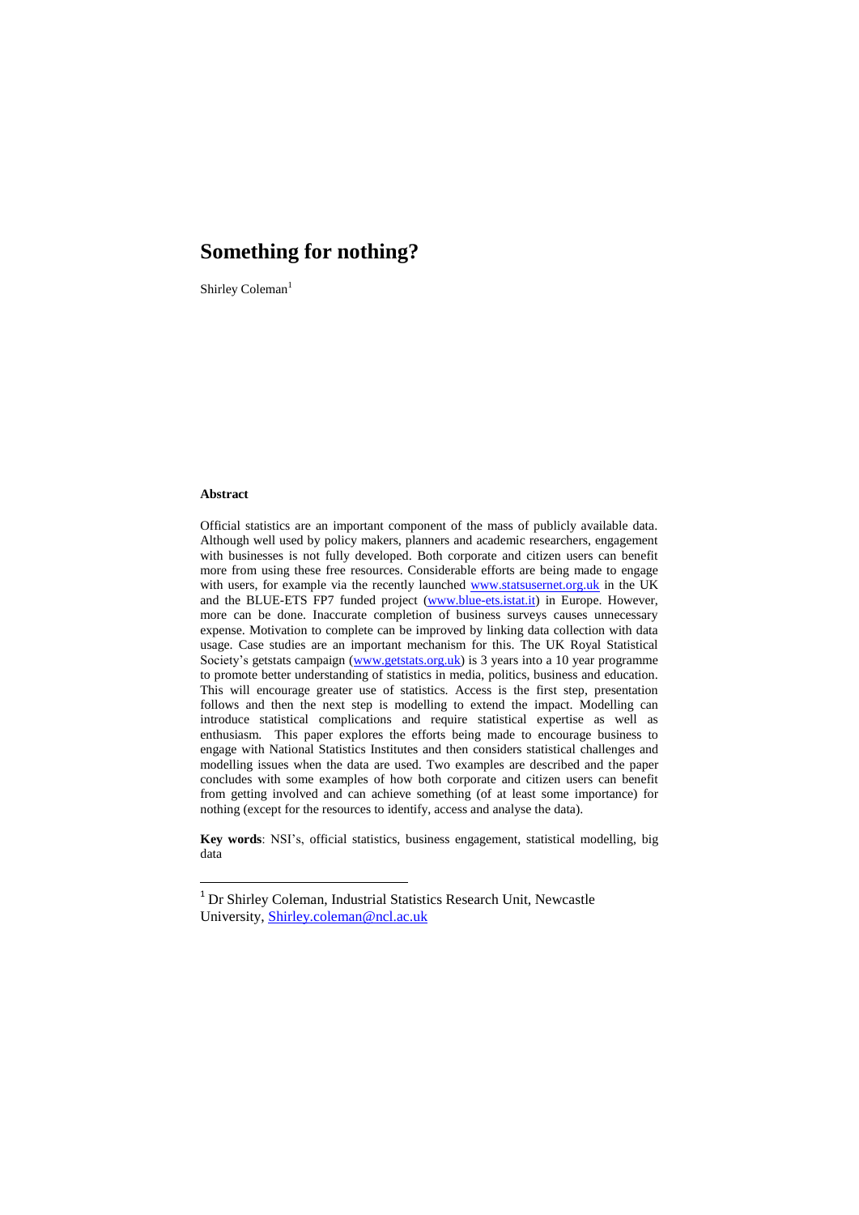# Something for nothing?

Shirley Coleman[1]

**Abstract**

Official statistics are an important component of the mass of publicly available data. Although well used by policy makers, planners and academic researchers, engagement with businesses is not fully developed. Both corporate and citizen users can benefit more from using these free resources. Considerable efforts are being made to engage with users, for example via the recently launched www.statsusernet.org.uk in the UK and the BLUE-ETS FP7 funded project (www.blue-ets.istat.it) in Europe. However, more can be done. Inaccurate completion of business surveys causes unnecessary expense. Motivation to complete can be improved by linking data collection with data usage. Case studies are an important mechanism for this. The UK Royal Statistical Society's getstats campaign (www.getstats.org.uk) is 3 years into a 10 year programme to promote better understanding of statistics in media, politics, business and education. This will encourage greater use of statistics. Access is the first step, presentation follows and then the next step is modelling to extend the impact. Modelling can introduce statistical complications and require statistical expertise as well as enthusiasm. This paper explores the efforts being made to encourage business to engage with National Statistics Institutes and then considers statistical challenges and modelling issues when the data are used. Two examples are described and the paper concludes with some examples of how both corporate and citizen users can benefit from getting involved and can achieve something (of at least some importance) for nothing (except for the resources to identify, access and analyse the data).

**Key words**: NSI's, official statistics, business engagement, statistical modelling, big data

---

[1] Dr Shirley Coleman, Industrial Statistics Research Unit, Newcastle University, Shirley.coleman@ncl.ac.uk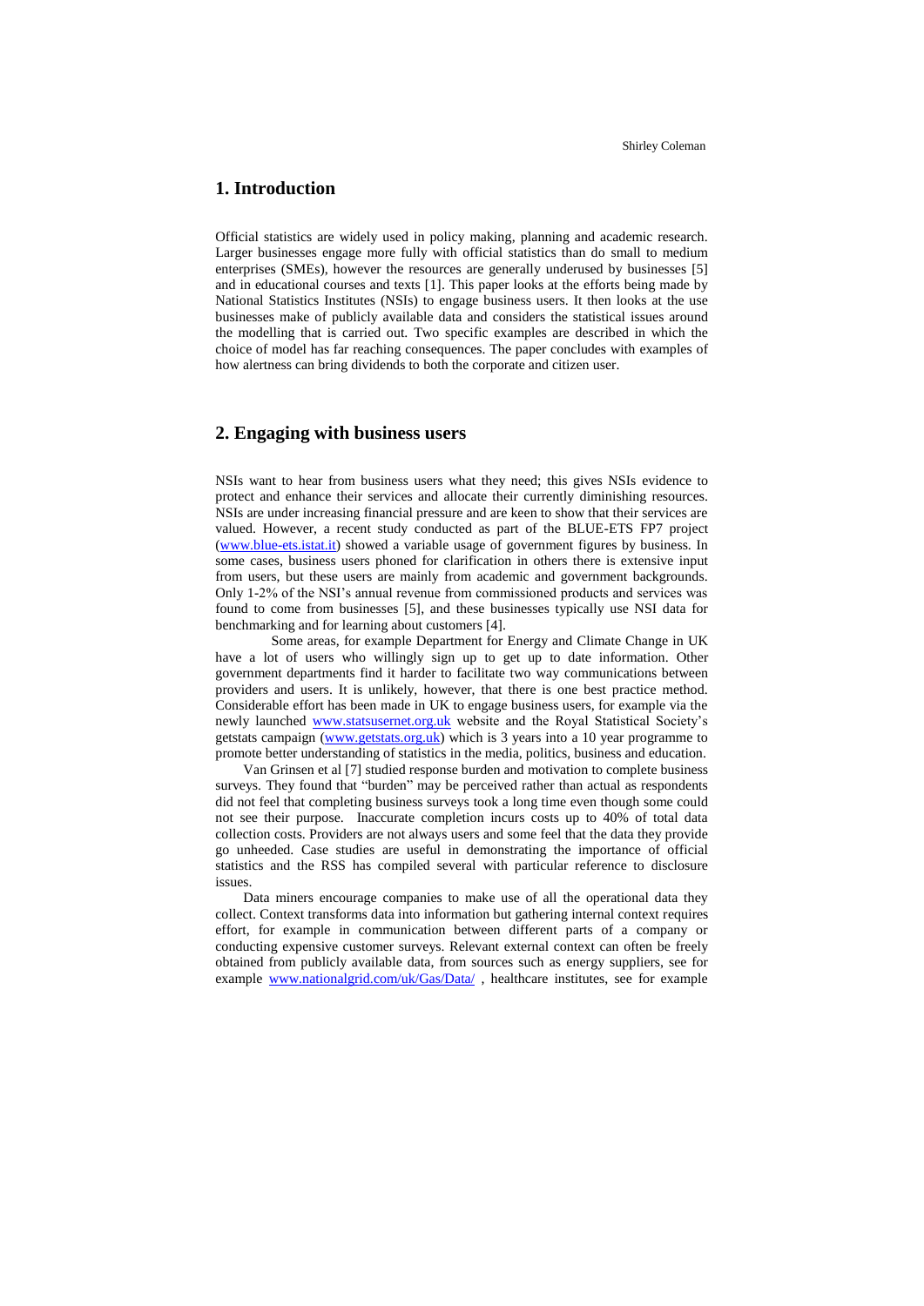## 1. Introduction

Official statistics are widely used in policy making, planning and academic research. Larger businesses engage more fully with official statistics than do small to medium enterprises (SMEs), however the resources are generally underused by businesses [5] and in educational courses and texts [1]. This paper looks at the efforts being made by National Statistics Institutes (NSIs) to engage business users. It then looks at the use businesses make of publicly available data and considers the statistical issues around the modelling that is carried out. Two specific examples are described in which the choice of model has far reaching consequences. The paper concludes with examples of how alertness can bring dividends to both the corporate and citizen user.

## 2. Engaging with business users

NSIs want to hear from business users what they need; this gives NSIs evidence to protect and enhance their services and allocate their currently diminishing resources. NSIs are under increasing financial pressure and are keen to show that their services are valued. However, a recent study conducted as part of the BLUE-ETS FP7 project (www.blue-ets.istat.it) showed a variable usage of government figures by business. In some cases, business users phoned for clarification in others there is extensive input from users, but these users are mainly from academic and government backgrounds. Only 1-2% of the NSI's annual revenue from commissioned products and services was found to come from businesses [5], and these businesses typically use NSI data for benchmarking and for learning about customers [4].

Some areas, for example Department for Energy and Climate Change in UK have a lot of users who willingly sign up to get up to date information. Other government departments find it harder to facilitate two way communications between providers and users. It is unlikely, however, that there is one best practice method. Considerable effort has been made in UK to engage business users, for example via the newly launched www.statsusernet.org.uk website and the Royal Statistical Society's getstats campaign (www.getstats.org.uk) which is 3 years into a 10 year programme to promote better understanding of statistics in the media, politics, business and education.

Van Grinsen et al [7] studied response burden and motivation to complete business surveys. They found that "burden" may be perceived rather than actual as respondents did not feel that completing business surveys took a long time even though some could not see their purpose. Inaccurate completion incurs costs up to 40% of total data collection costs. Providers are not always users and some feel that the data they provide go unheeded. Case studies are useful in demonstrating the importance of official statistics and the RSS has compiled several with particular reference to disclosure issues.

Data miners encourage companies to make use of all the operational data they collect. Context transforms data into information but gathering internal context requires effort, for example in communication between different parts of a company or conducting expensive customer surveys. Relevant external context can often be freely obtained from publicly available data, from sources such as energy suppliers, see for example www.nationalgrid.com/uk/Gas/Data/ , healthcare institutes, see for example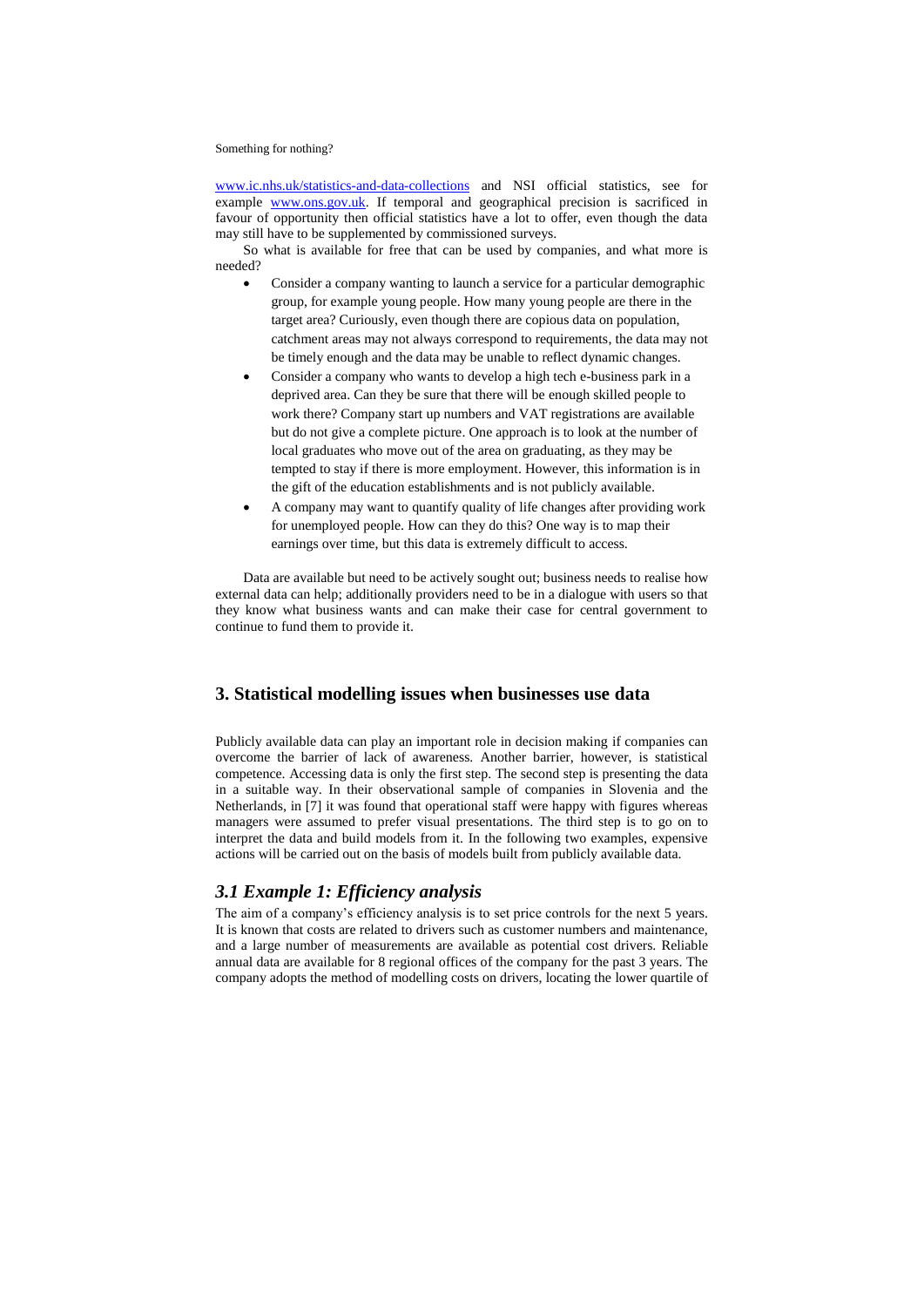[www.ic.nhs.uk/statistics-and-data-collections](http://www.ic.nhs.uk/statistics-and-data-collections) and NSI official statistics, see for example [www.ons.gov.uk](http://www.ons.gov.uk). If temporal and geographical precision is sacrificed in favour of opportunity then official statistics have a lot to offer, even though the data may still have to be supplemented by commissioned surveys.

So what is available for free that can be used by companies, and what more is needed?

- Consider a company wanting to launch a service for a particular demographic group, for example young people. How many young people are there in the target area? Curiously, even though there are copious data on population, catchment areas may not always correspond to requirements, the data may not be timely enough and the data may be unable to reflect dynamic changes.
- Consider a company who wants to develop a high tech e-business park in a deprived area. Can they be sure that there will be enough skilled people to work there? Company start up numbers and VAT registrations are available but do not give a complete picture. One approach is to look at the number of local graduates who move out of the area on graduating, as they may be tempted to stay if there is more employment. However, this information is in the gift of the education establishments and is not publicly available.
- A company may want to quantify quality of life changes after providing work for unemployed people. How can they do this? One way is to map their earnings over time, but this data is extremely difficult to access.

Data are available but need to be actively sought out; business needs to realise how external data can help; additionally providers need to be in a dialogue with users so that they know what business wants and can make their case for central government to continue to fund them to provide it.

## 3. Statistical modelling issues when businesses use data

Publicly available data can play an important role in decision making if companies can overcome the barrier of lack of awareness. Another barrier, however, is statistical competence. Accessing data is only the first step. The second step is presenting the data in a suitable way. In their observational sample of companies in Slovenia and the Netherlands, in [7] it was found that operational staff were happy with figures whereas managers were assumed to prefer visual presentations. The third step is to go on to interpret the data and build models from it. In the following two examples, expensive actions will be carried out on the basis of models built from publicly available data.

### *3.1 Example 1: Efficiency analysis*

The aim of a company's efficiency analysis is to set price controls for the next 5 years. It is known that costs are related to drivers such as customer numbers and maintenance, and a large number of measurements are available as potential cost drivers. Reliable annual data are available for 8 regional offices of the company for the past 3 years. The company adopts the method of modelling costs on drivers, locating the lower quartile of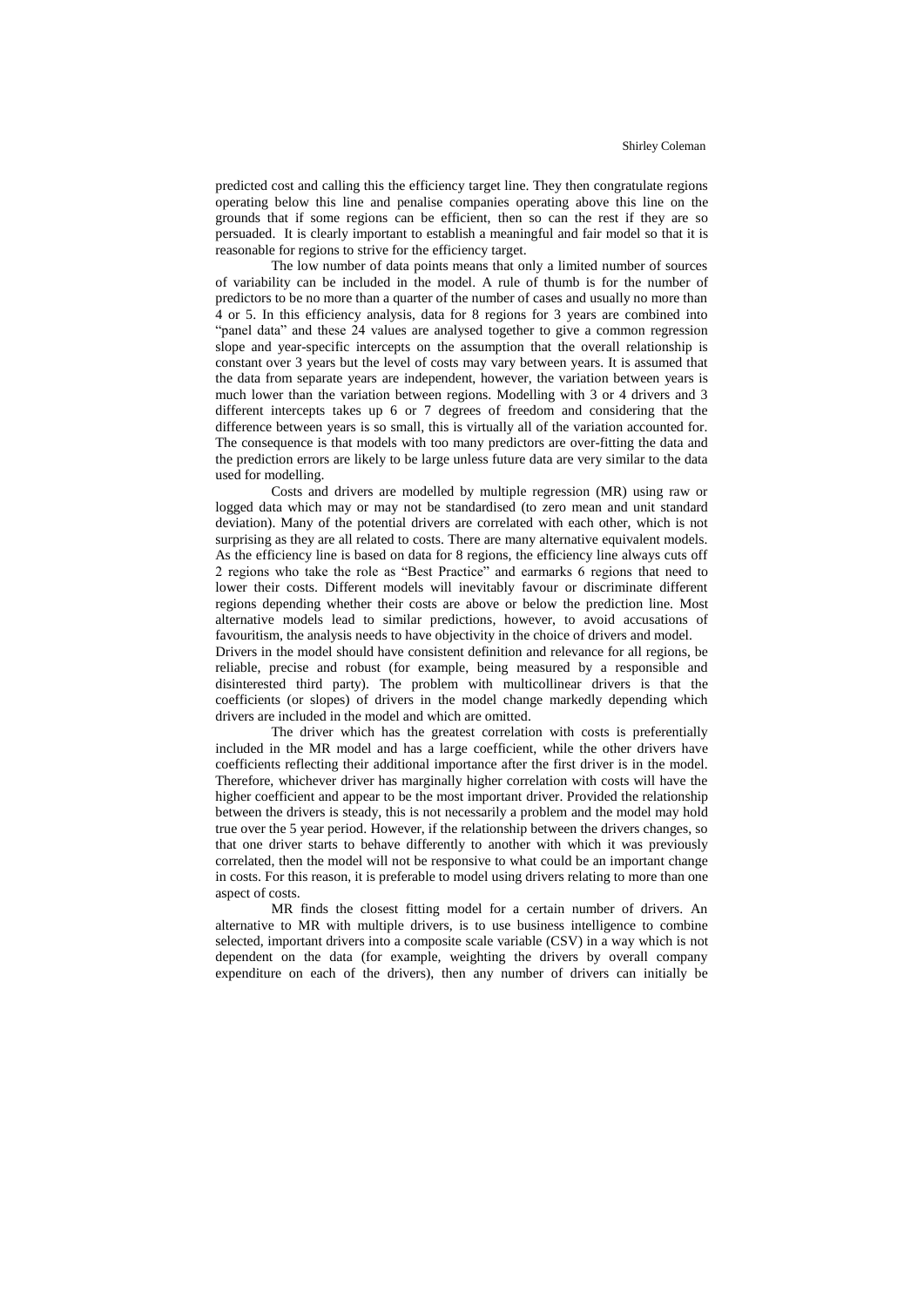predicted cost and calling this the efficiency target line. They then congratulate regions operating below this line and penalise companies operating above this line on the grounds that if some regions can be efficient, then so can the rest if they are so persuaded. It is clearly important to establish a meaningful and fair model so that it is reasonable for regions to strive for the efficiency target.

The low number of data points means that only a limited number of sources of variability can be included in the model. A rule of thumb is for the number of predictors to be no more than a quarter of the number of cases and usually no more than 4 or 5. In this efficiency analysis, data for 8 regions for 3 years are combined into "panel data" and these 24 values are analysed together to give a common regression slope and year-specific intercepts on the assumption that the overall relationship is constant over 3 years but the level of costs may vary between years. It is assumed that the data from separate years are independent, however, the variation between years is much lower than the variation between regions. Modelling with 3 or 4 drivers and 3 different intercepts takes up 6 or 7 degrees of freedom and considering that the difference between years is so small, this is virtually all of the variation accounted for. The consequence is that models with too many predictors are over-fitting the data and the prediction errors are likely to be large unless future data are very similar to the data used for modelling.

Costs and drivers are modelled by multiple regression (MR) using raw or logged data which may or may not be standardised (to zero mean and unit standard deviation). Many of the potential drivers are correlated with each other, which is not surprising as they are all related to costs. There are many alternative equivalent models. As the efficiency line is based on data for 8 regions, the efficiency line always cuts off 2 regions who take the role as "Best Practice" and earmarks 6 regions that need to lower their costs. Different models will inevitably favour or discriminate different regions depending whether their costs are above or below the prediction line. Most alternative models lead to similar predictions, however, to avoid accusations of favouritism, the analysis needs to have objectivity in the choice of drivers and model.

Drivers in the model should have consistent definition and relevance for all regions, be reliable, precise and robust (for example, being measured by a responsible and disinterested third party). The problem with multicollinear drivers is that the coefficients (or slopes) of drivers in the model change markedly depending which drivers are included in the model and which are omitted.

The driver which has the greatest correlation with costs is preferentially included in the MR model and has a large coefficient, while the other drivers have coefficients reflecting their additional importance after the first driver is in the model. Therefore, whichever driver has marginally higher correlation with costs will have the higher coefficient and appear to be the most important driver. Provided the relationship between the drivers is steady, this is not necessarily a problem and the model may hold true over the 5 year period. However, if the relationship between the drivers changes, so that one driver starts to behave differently to another with which it was previously correlated, then the model will not be responsive to what could be an important change in costs. For this reason, it is preferable to model using drivers relating to more than one aspect of costs.

MR finds the closest fitting model for a certain number of drivers. An alternative to MR with multiple drivers, is to use business intelligence to combine selected, important drivers into a composite scale variable (CSV) in a way which is not dependent on the data (for example, weighting the drivers by overall company expenditure on each of the drivers), then any number of drivers can initially be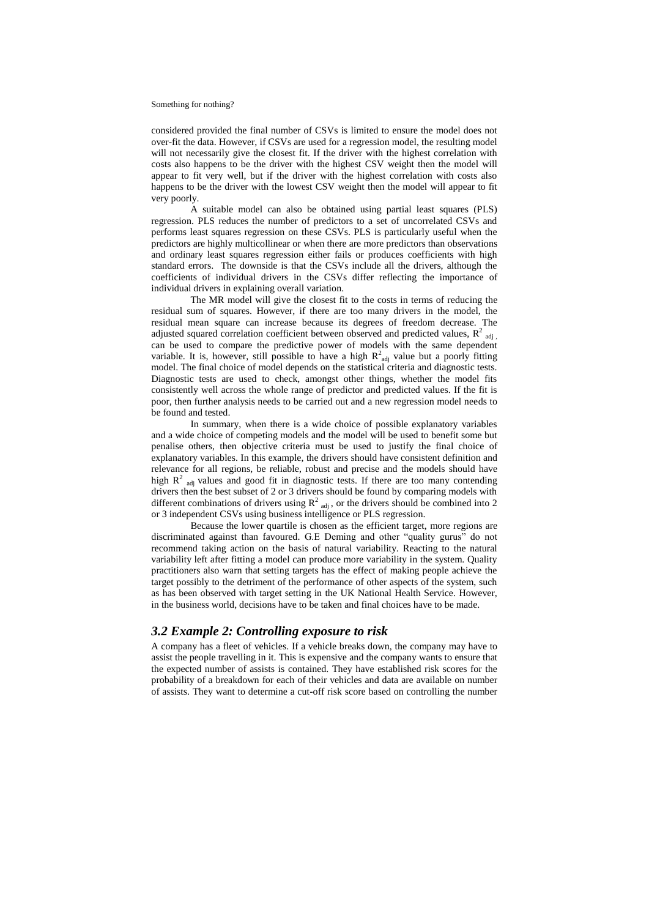considered provided the final number of CSVs is limited to ensure the model does not over-fit the data. However, if CSVs are used for a regression model, the resulting model will not necessarily give the closest fit. If the driver with the highest correlation with costs also happens to be the driver with the highest CSV weight then the model will appear to fit very well, but if the driver with the highest correlation with costs also happens to be the driver with the lowest CSV weight then the model will appear to fit very poorly.

A suitable model can also be obtained using partial least squares (PLS) regression. PLS reduces the number of predictors to a set of uncorrelated CSVs and performs least squares regression on these CSVs. PLS is particularly useful when the predictors are highly multicollinear or when there are more predictors than observations and ordinary least squares regression either fails or produces coefficients with high standard errors. The downside is that the CSVs include all the drivers, although the coefficients of individual drivers in the CSVs differ reflecting the importance of individual drivers in explaining overall variation.

The MR model will give the closest fit to the costs in terms of reducing the residual sum of squares. However, if there are too many drivers in the model, the residual mean square can increase because its degrees of freedom decrease. The adjusted squared correlation coefficient between observed and predicted values, $R^2_{adj}$, can be used to compare the predictive power of models with the same dependent variable. It is, however, still possible to have a high $R^2_{adj}$ value but a poorly fitting model. The final choice of model depends on the statistical criteria and diagnostic tests. Diagnostic tests are used to check, amongst other things, whether the model fits consistently well across the whole range of predictor and predicted values. If the fit is poor, then further analysis needs to be carried out and a new regression model needs to be found and tested.

In summary, when there is a wide choice of possible explanatory variables and a wide choice of competing models and the model will be used to benefit some but penalise others, then objective criteria must be used to justify the final choice of explanatory variables. In this example, the drivers should have consistent definition and relevance for all regions, be reliable, robust and precise and the models should have high $R^2_{adj}$ values and good fit in diagnostic tests. If there are too many contending drivers then the best subset of 2 or 3 drivers should be found by comparing models with different combinations of drivers using $R^2_{adj}$, or the drivers should be combined into 2 or 3 independent CSVs using business intelligence or PLS regression.

Because the lower quartile is chosen as the efficient target, more regions are discriminated against than favoured. G.E Deming and other "quality gurus" do not recommend taking action on the basis of natural variability. Reacting to the natural variability left after fitting a model can produce more variability in the system. Quality practitioners also warn that setting targets has the effect of making people achieve the target possibly to the detriment of the performance of other aspects of the system, such as has been observed with target setting in the UK National Health Service. However, in the business world, decisions have to be taken and final choices have to be made.

### *3.2 Example 2: Controlling exposure to risk*

A company has a fleet of vehicles. If a vehicle breaks down, the company may have to assist the people travelling in it. This is expensive and the company wants to ensure that the expected number of assists is contained. They have established risk scores for the probability of a breakdown for each of their vehicles and data are available on number of assists. They want to determine a cut-off risk score based on controlling the number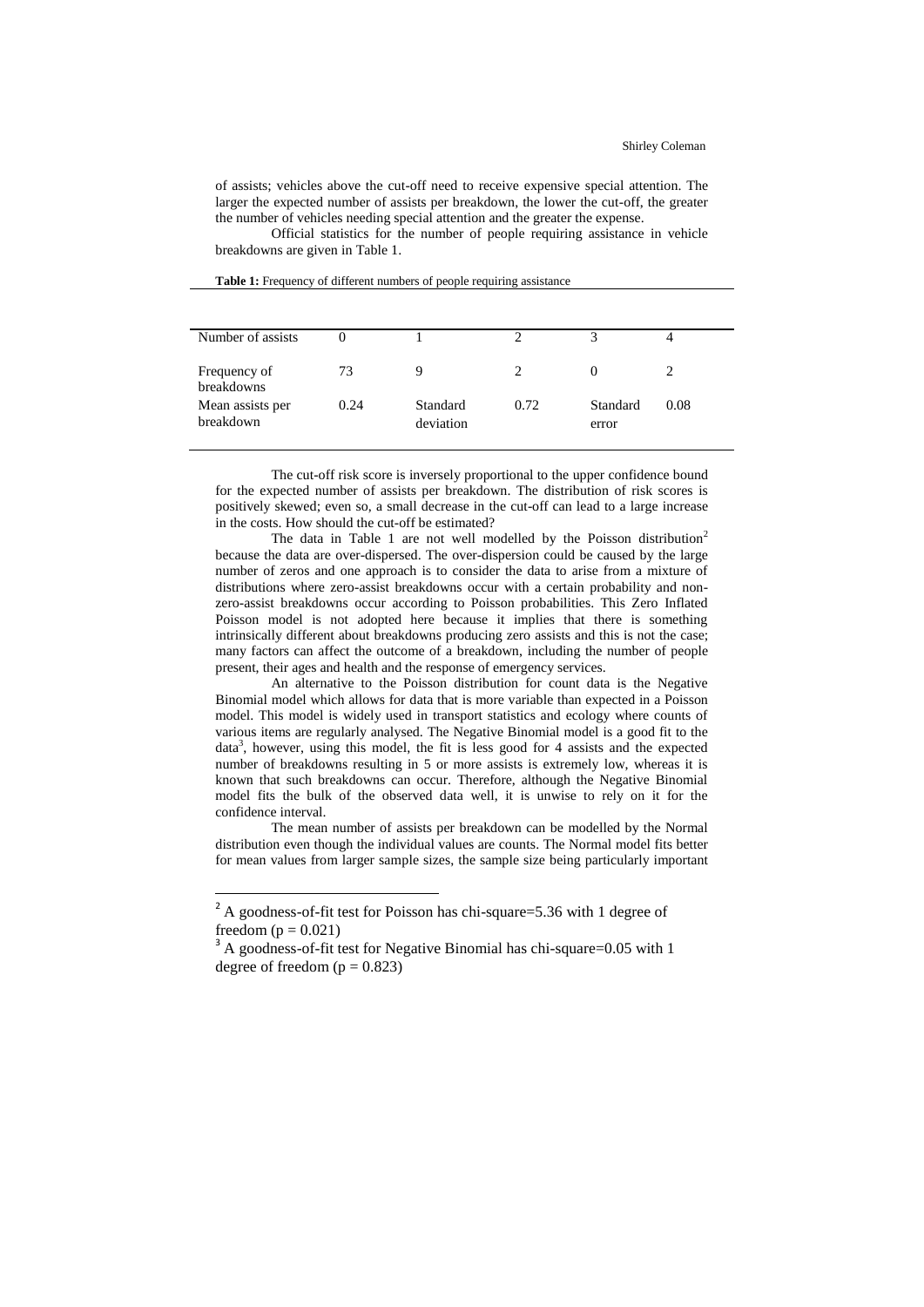of assists; vehicles above the cut-off need to receive expensive special attention. The larger the expected number of assists per breakdown, the lower the cut-off, the greater the number of vehicles needing special attention and the greater the expense.

Official statistics for the number of people requiring assistance in vehicle breakdowns are given in Table 1.

**Table 1:** Frequency of different numbers of people requiring assistance

| Number of assists | 0 | 1 | 2 | 3 | 4 |
|---|---|---|---|---|---|
| Frequency of breakdowns | 73 | 9 | 2 | 0 | 2 |
| Mean assists per breakdown | 0.24 | Standard deviation | 0.72 | Standard error | 0.08 |

The cut-off risk score is inversely proportional to the upper confidence bound for the expected number of assists per breakdown. The distribution of risk scores is positively skewed; even so, a small decrease in the cut-off can lead to a large increase in the costs. How should the cut-off be estimated?

The data in Table 1 are not well modelled by the Poisson distribution[2] because the data are over-dispersed. The over-dispersion could be caused by the large number of zeros and one approach is to consider the data to arise from a mixture of distributions where zero-assist breakdowns occur with a certain probability and non-zero-assist breakdowns occur according to Poisson probabilities. This Zero Inflated Poisson model is not adopted here because it implies that there is something intrinsically different about breakdowns producing zero assists and this is not the case; many factors can affect the outcome of a breakdown, including the number of people present, their ages and health and the response of emergency services.

An alternative to the Poisson distribution for count data is the Negative Binomial model which allows for data that is more variable than expected in a Poisson model. This model is widely used in transport statistics and ecology where counts of various items are regularly analysed. The Negative Binomial model is a good fit to the data[3], however, using this model, the fit is less good for 4 assists and the expected number of breakdowns resulting in 5 or more assists is extremely low, whereas it is known that such breakdowns can occur. Therefore, although the Negative Binomial model fits the bulk of the observed data well, it is unwise to rely on it for the confidence interval.

The mean number of assists per breakdown can be modelled by the Normal distribution even though the individual values are counts. The Normal model fits better for mean values from larger sample sizes, the sample size being particularly important

---

[2] A goodness-of-fit test for Poisson has chi-square=5.36 with 1 degree of freedom ($p = 0.021$)

[3] A goodness-of-fit test for Negative Binomial has chi-square=0.05 with 1 degree of freedom ($p = 0.823$)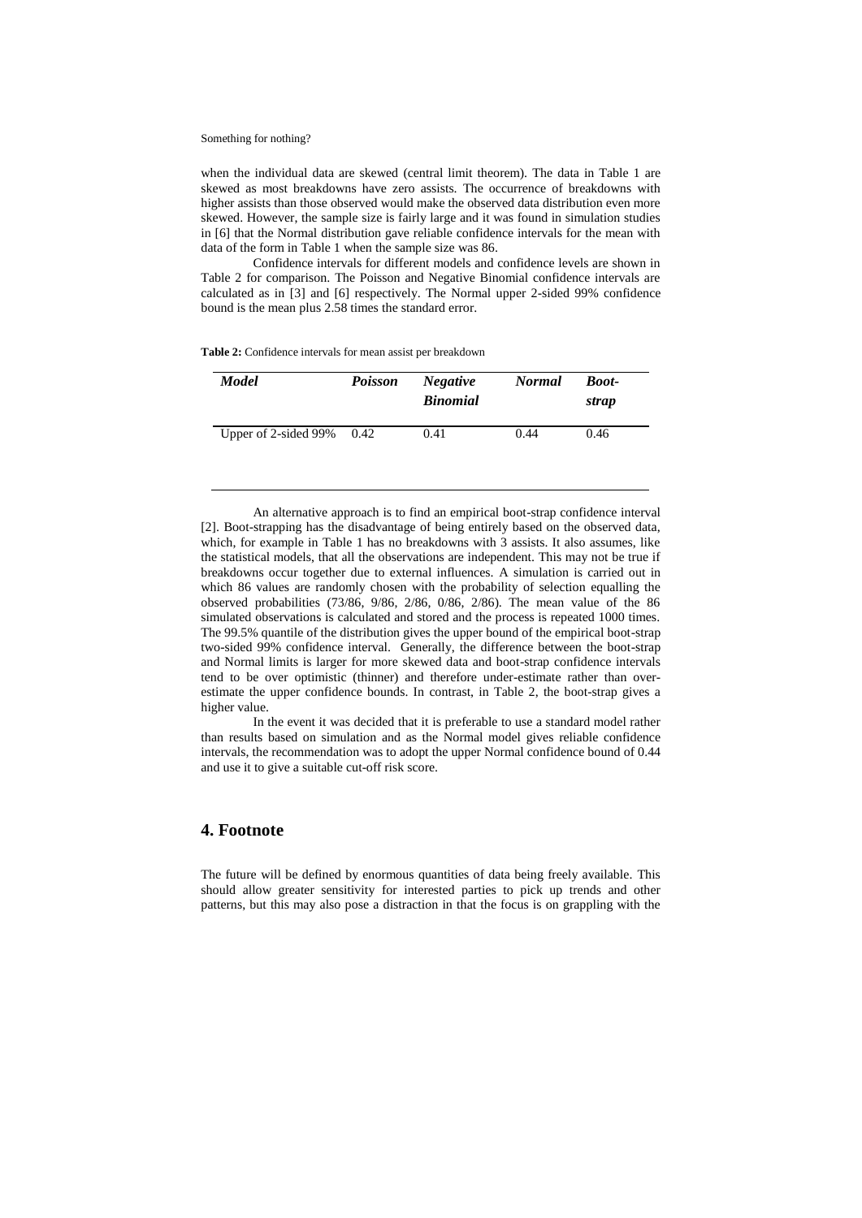when the individual data are skewed (central limit theorem). The data in Table 1 are skewed as most breakdowns have zero assists. The occurrence of breakdowns with higher assists than those observed would make the observed data distribution even more skewed. However, the sample size is fairly large and it was found in simulation studies in [6] that the Normal distribution gave reliable confidence intervals for the mean with data of the form in Table 1 when the sample size was 86.

Confidence intervals for different models and confidence levels are shown in Table 2 for comparison. The Poisson and Negative Binomial confidence intervals are calculated as in [3] and [6] respectively. The Normal upper 2-sided 99% confidence bound is the mean plus 2.58 times the standard error.

**Table 2:** Confidence intervals for mean assist per breakdown

| *Model* | *Poisson* | *Negative Binomial* | *Normal* | *Boot-strap* |
|---|---|---|---|---|
| Upper of 2-sided 99% | 0.42 | 0.41 | 0.44 | 0.46 |

An alternative approach is to find an empirical boot-strap confidence interval [2]. Boot-strapping has the disadvantage of being entirely based on the observed data, which, for example in Table 1 has no breakdowns with 3 assists. It also assumes, like the statistical models, that all the observations are independent. This may not be true if breakdowns occur together due to external influences. A simulation is carried out in which 86 values are randomly chosen with the probability of selection equalling the observed probabilities (73/86, 9/86, 2/86, 0/86, 2/86). The mean value of the 86 simulated observations is calculated and stored and the process is repeated 1000 times. The 99.5% quantile of the distribution gives the upper bound of the empirical boot-strap two-sided 99% confidence interval. Generally, the difference between the boot-strap and Normal limits is larger for more skewed data and boot-strap confidence intervals tend to be over optimistic (thinner) and therefore under-estimate rather than over-estimate the upper confidence bounds. In contrast, in Table 2, the boot-strap gives a higher value.

In the event it was decided that it is preferable to use a standard model rather than results based on simulation and as the Normal model gives reliable confidence intervals, the recommendation was to adopt the upper Normal confidence bound of 0.44 and use it to give a suitable cut-off risk score.

## 4. Footnote

The future will be defined by enormous quantities of data being freely available. This should allow greater sensitivity for interested parties to pick up trends and other patterns, but this may also pose a distraction in that the focus is on grappling with the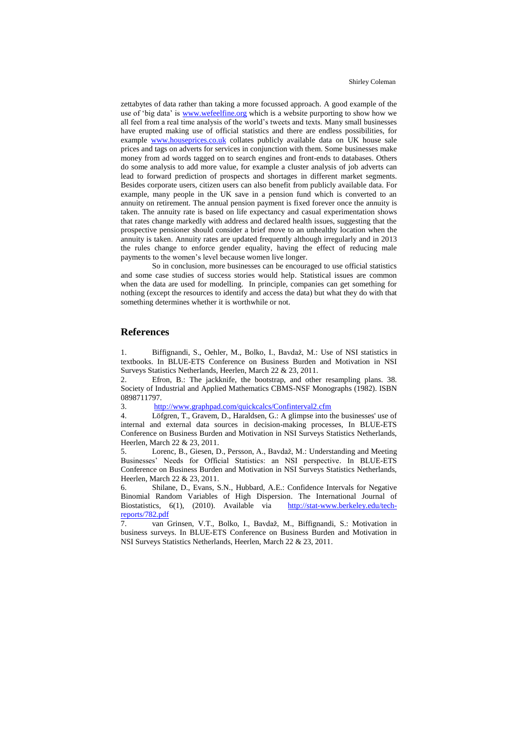zettabytes of data rather than taking a more focussed approach. A good example of the use of 'big data' is www.wefeelfine.org which is a website purporting to show how we all feel from a real time analysis of the world's tweets and texts. Many small businesses have erupted making use of official statistics and there are endless possibilities, for example www.houseprices.co.uk collates publicly available data on UK house sale prices and tags on adverts for services in conjunction with them. Some businesses make money from ad words tagged on to search engines and front-ends to databases. Others do some analysis to add more value, for example a cluster analysis of job adverts can lead to forward prediction of prospects and shortages in different market segments. Besides corporate users, citizen users can also benefit from publicly available data. For example, many people in the UK save in a pension fund which is converted to an annuity on retirement. The annual pension payment is fixed forever once the annuity is taken. The annuity rate is based on life expectancy and casual experimentation shows that rates change markedly with address and declared health issues, suggesting that the prospective pensioner should consider a brief move to an unhealthy location when the annuity is taken. Annuity rates are updated frequently although irregularly and in 2013 the rules change to enforce gender equality, having the effect of reducing male payments to the women's level because women live longer.

So in conclusion, more businesses can be encouraged to use official statistics and some case studies of success stories would help. Statistical issues are common when the data are used for modelling. In principle, companies can get something for nothing (except the resources to identify and access the data) but what they do with that something determines whether it is worthwhile or not.

## References

1. Biffignandi, S., Oehler, M., Bolko, I., Bavdaž, M.: Use of NSI statistics in textbooks. In BLUE-ETS Conference on Business Burden and Motivation in NSI Surveys Statistics Netherlands, Heerlen, March 22 & 23, 2011.
2. Efron, B.: The jackknife, the bootstrap, and other resampling plans. 38. Society of Industrial and Applied Mathematics CBMS-NSF Monographs (1982). ISBN 0898711797.
3. http://www.graphpad.com/quickcalcs/Confinterval2.cfm
4. Löfgren, T., Gravem, D., Haraldsen, G.: A glimpse into the businesses' use of internal and external data sources in decision-making processes, In BLUE-ETS Conference on Business Burden and Motivation in NSI Surveys Statistics Netherlands, Heerlen, March 22 & 23, 2011.
5. Lorenc, B., Giesen, D., Persson, A., Bavdaž, M.: Understanding and Meeting Businesses' Needs for Official Statistics: an NSI perspective. In BLUE-ETS Conference on Business Burden and Motivation in NSI Surveys Statistics Netherlands, Heerlen, March 22 & 23, 2011.
6. Shilane, D., Evans, S.N., Hubbard, A.E.: Confidence Intervals for Negative Binomial Random Variables of High Dispersion. The International Journal of Biostatistics, 6(1), (2010). Available via http://stat-www.berkeley.edu/tech-reports/782.pdf
7. van Grinsen, V.T., Bolko, I., Bavdaž, M., Biffignandi, S.: Motivation in business surveys. In BLUE-ETS Conference on Business Burden and Motivation in NSI Surveys Statistics Netherlands, Heerlen, March 22 & 23, 2011.